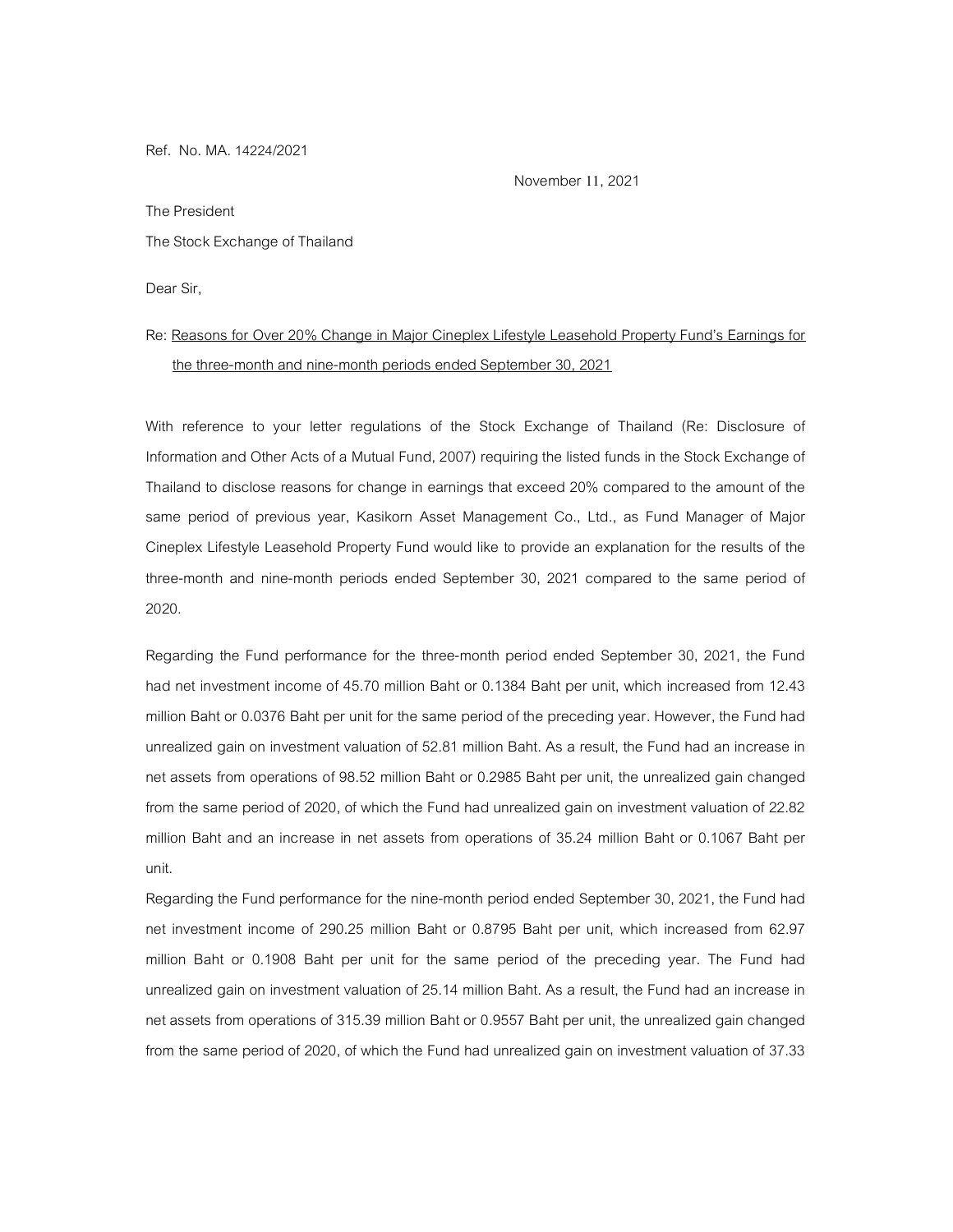Ref. No. MA. 14224/2021

November 11, 2021

The President

The Stock Exchange of Thailand

Dear Sir,

Re: <u>Reasons for Over 20% Change in Major Cineplex Lifestyle Leasehold Property Fund's Earnings for the three-month and nine-month periods ended September 30, 2021</u>

With reference to your letter regulations of the Stock Exchange of Thailand (Re: Disclosure of Information and Other Acts of a Mutual Fund, 2007) requiring the listed funds in the Stock Exchange of Thailand to disclose reasons for change in earnings that exceed 20% compared to the amount of the same period of previous year, Kasikorn Asset Management Co., Ltd., as Fund Manager of Major Cineplex Lifestyle Leasehold Property Fund would like to provide an explanation for the results of the three-month and nine-month periods ended September 30, 2021 compared to the same period of 2020.

Regarding the Fund performance for the three-month period ended September 30, 2021, the Fund had net investment income of 45.70 million Baht or 0.1384 Baht per unit, which increased from 12.43 million Baht or 0.0376 Baht per unit for the same period of the preceding year. However, the Fund had unrealized gain on investment valuation of 52.81 million Baht. As a result, the Fund had an increase in net assets from operations of 98.52 million Baht or 0.2985 Baht per unit, the unrealized gain changed from the same period of 2020, of which the Fund had unrealized gain on investment valuation of 22.82 million Baht and an increase in net assets from operations of 35.24 million Baht or 0.1067 Baht per unit.

Regarding the Fund performance for the nine-month period ended September 30, 2021, the Fund had net investment income of 290.25 million Baht or 0.8795 Baht per unit, which increased from 62.97 million Baht or 0.1908 Baht per unit for the same period of the preceding year. The Fund had unrealized gain on investment valuation of 25.14 million Baht. As a result, the Fund had an increase in net assets from operations of 315.39 million Baht or 0.9557 Baht per unit, the unrealized gain changed from the same period of 2020, of which the Fund had unrealized gain on investment valuation of 37.33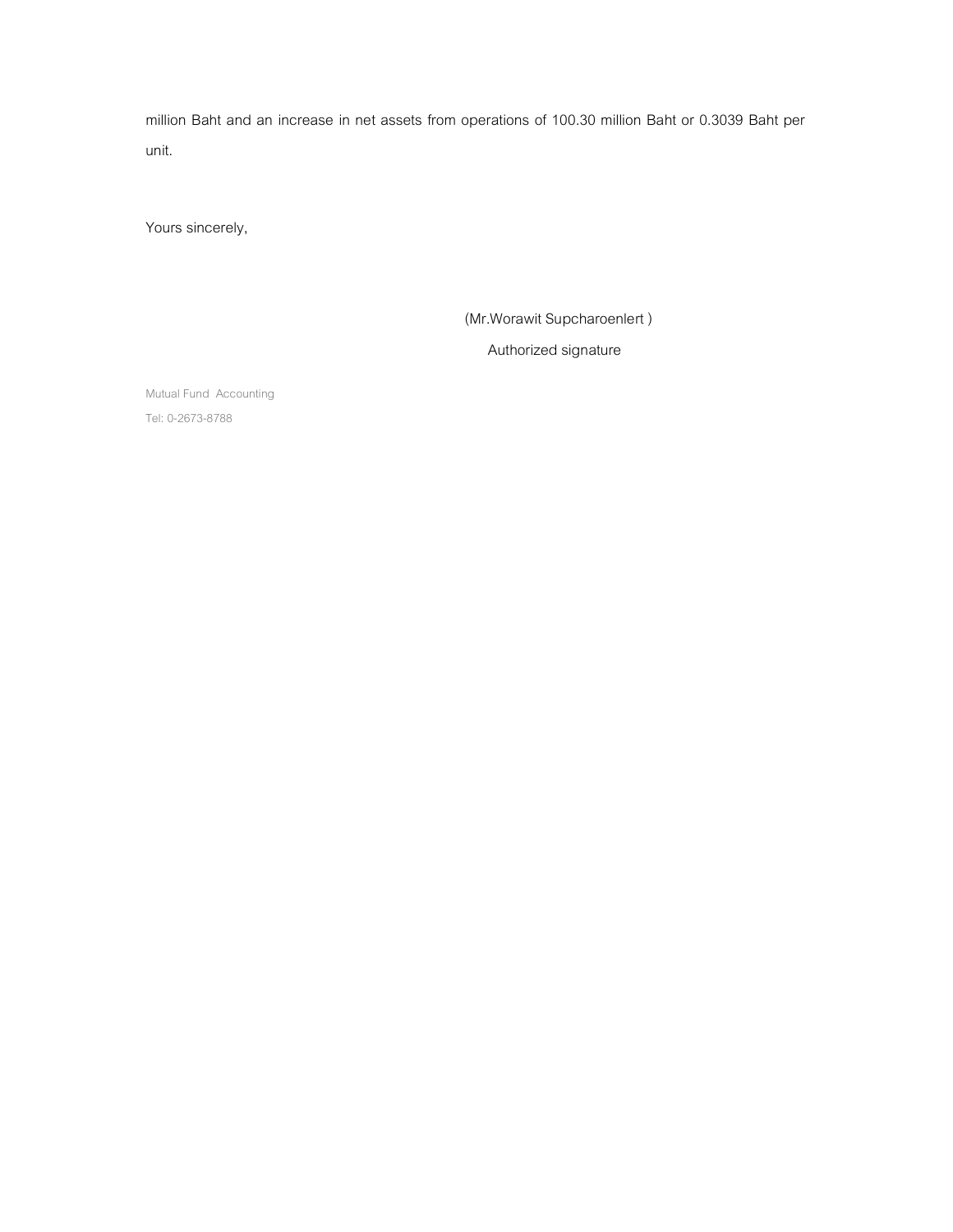million Baht and an increase in net assets from operations of 100.30 million Baht or 0.3039 Baht per unit.

Yours sincerely,

(Mr.Worawit Supcharoenlert )

Authorized signature

Mutual Fund Accounting

Tel: 0-2673-8788